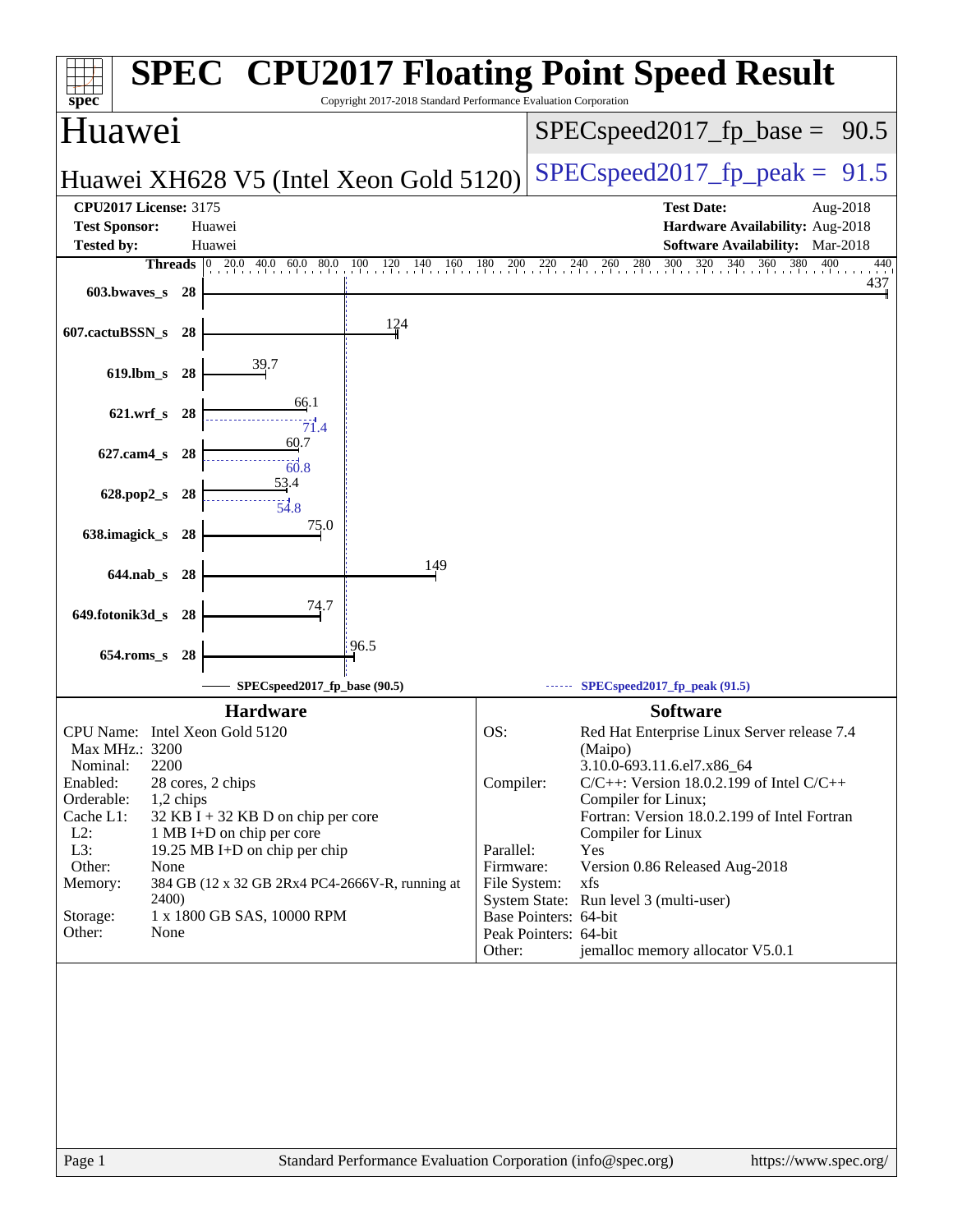# SPEC CPU2017 Floating Point Speed Result

Copyright 2017-2018 Standard Performance Evaluation Corporation

## Huawei

**Huawei XH628 V5 (Intel Xeon Gold 5120)**

SPECspeed2017_fp_base = 90.5

SPECspeed2017_fp_peak = 91.5

**CPU2017 License:** 3175
**Test Sponsor:** Huawei
**Tested by:** Huawei

**Test Date:** Aug-2018
**Hardware Availability:** Aug-2018
**Software Availability:** Mar-2018

| Benchmark | Threads | Base | Peak |
|---|---|---|---|
| 603.bwaves_s | 28 | 437 | |
| 607.cactuBSSN_s | 28 | 124 | |
| 619.lbm_s | 28 | 39.7 | |
| 621.wrf_s | 28 | 66.1 | 71.4 |
| 627.cam4_s | 28 | 60.7 | 60.8 |
| 628.pop2_s | 28 | 53.4 | 54.8 |
| 638.imagick_s | 28 | 75.0 | |
| 644.nab_s | 28 | 149 | |
| 649.fotonik3d_s | 28 | 74.7 | |
| 654.roms_s | 28 | 96.5 | |

SPECspeed2017_fp_base (90.5) — SPECspeed2017_fp_peak (91.5)

### Hardware

| | |
|---|---|
| CPU Name: | Intel Xeon Gold 5120 |
| Max MHz.: | 3200 |
| Nominal: | 2200 |
| Enabled: | 28 cores, 2 chips |
| Orderable: | 1,2 chips |
| Cache L1: | 32 KB I + 32 KB D on chip per core |
| L2: | 1 MB I+D on chip per core |
| L3: | 19.25 MB I+D on chip per chip |
| Other: | None |
| Memory: | 384 GB (12 x 32 GB 2Rx4 PC4-2666V-R, running at 2400) |
| Storage: | 1 x 1800 GB SAS, 10000 RPM |
| Other: | None |

### Software

| | |
|---|---|
| OS: | Red Hat Enterprise Linux Server release 7.4 (Maipo) 3.10.0-693.11.6.el7.x86_64 |
| Compiler: | C/C++: Version 18.0.2.199 of Intel C/C++ Compiler for Linux; Fortran: Version 18.0.2.199 of Intel Fortran Compiler for Linux |
| Parallel: | Yes |
| Firmware: | Version 0.86 Released Aug-2018 |
| File System: | xfs |
| System State: | Run level 3 (multi-user) |
| Base Pointers: | 64-bit |
| Peak Pointers: | 64-bit |
| Other: | jemalloc memory allocator V5.0.1 |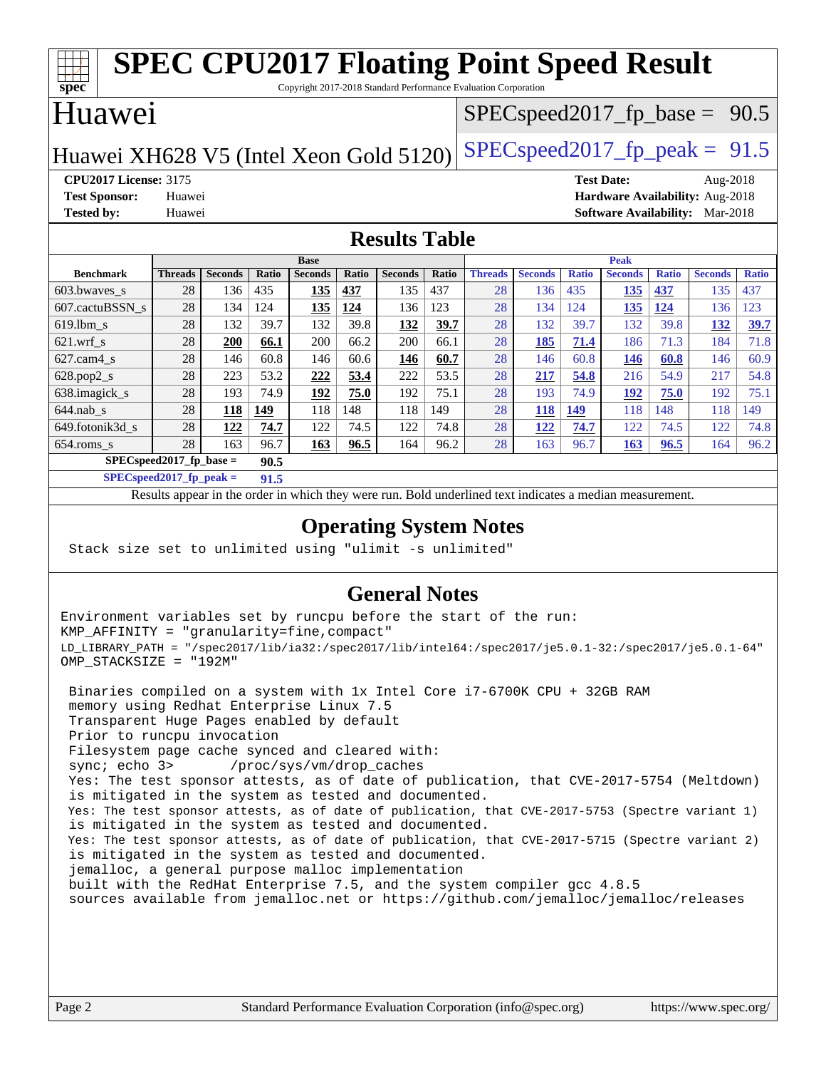# SPEC CPU2017 Floating Point Speed Result

Copyright 2017-2018 Standard Performance Evaluation Corporation

## Huawei

Huawei XH628 V5 (Intel Xeon Gold 5120)

SPECspeed2017_fp_base = 90.5

SPECspeed2017_fp_peak = 91.5

**CPU2017 License:** 3175
**Test Sponsor:** Huawei
**Tested by:** Huawei

**Test Date:** Aug-2018
**Hardware Availability:** Aug-2018
**Software Availability:** Mar-2018

## Results Table

| Benchmark | Base | | | | | | | Peak | | | | | | |
|---|---|---|---|---|---|---|---|---|---|---|---|---|---|---|
| | Threads | Seconds | Ratio | Seconds | Ratio | Seconds | Ratio | Threads | Seconds | Ratio | Seconds | Ratio | Seconds | Ratio |
| 603.bwaves_s | 28 | 136 | 435 | **135** | **437** | 135 | 437 | 28 | 136 | 435 | **135** | **437** | 135 | 437 |
| 607.cactuBSSN_s | 28 | 134 | 124 | **135** | **124** | 136 | 123 | 28 | 134 | 124 | **135** | **124** | 136 | 123 |
| 619.lbm_s | 28 | 132 | 39.7 | 132 | 39.8 | **132** | **39.7** | 28 | 132 | 39.7 | 132 | 39.8 | **132** | **39.7** |
| 621.wrf_s | 28 | **200** | **66.1** | 200 | 66.2 | 200 | 66.1 | 28 | **185** | **71.4** | 186 | 71.3 | 184 | 71.8 |
| 627.cam4_s | 28 | 146 | 60.8 | 146 | 60.6 | **146** | **60.7** | 28 | 146 | 60.8 | **146** | **60.8** | 146 | 60.9 |
| 628.pop2_s | 28 | 223 | 53.2 | **222** | **53.4** | 222 | 53.5 | 28 | **217** | **54.8** | 216 | 54.9 | 217 | 54.8 |
| 638.imagick_s | 28 | 193 | 74.9 | **192** | **75.0** | 192 | 75.1 | 28 | 193 | 74.9 | **192** | **75.0** | 192 | 75.1 |
| 644.nab_s | 28 | **118** | **149** | 118 | 148 | 118 | 149 | 28 | **118** | **149** | 118 | 148 | 118 | 149 |
| 649.fotonik3d_s | 28 | **122** | **74.7** | 122 | 74.5 | 122 | 74.8 | 28 | **122** | **74.7** | 122 | 74.5 | 122 | 74.8 |
| 654.roms_s | 28 | 163 | 96.7 | **163** | **96.5** | 164 | 96.2 | 28 | 163 | 96.7 | **163** | **96.5** | 164 | 96.2 |

**SPECspeed2017_fp_base = 90.5**

**SPECspeed2017_fp_peak = 91.5**

Results appear in the order in which they were run. Bold underlined text indicates a median measurement.

## Operating System Notes

```
Stack size set to unlimited using "ulimit -s unlimited"
```

## General Notes

```
Environment variables set by runcpu before the start of the run:
KMP_AFFINITY = "granularity=fine,compact"
LD_LIBRARY_PATH = "/spec2017/lib/ia32:/spec2017/lib/intel64:/spec2017/je5.0.1-32:/spec2017/je5.0.1-64"
OMP_STACKSIZE = "192M"

 Binaries compiled on a system with 1x Intel Core i7-6700K CPU + 32GB RAM
 memory using Redhat Enterprise Linux 7.5
 Transparent Huge Pages enabled by default
 Prior to runcpu invocation
 Filesystem page cache synced and cleared with:
 sync; echo 3>       /proc/sys/vm/drop_caches
 Yes: The test sponsor attests, as of date of publication, that CVE-2017-5754 (Meltdown)
 is mitigated in the system as tested and documented.
 Yes: The test sponsor attests, as of date of publication, that CVE-2017-5753 (Spectre variant 1)
 is mitigated in the system as tested and documented.
 Yes: The test sponsor attests, as of date of publication, that CVE-2017-5715 (Spectre variant 2)
 is mitigated in the system as tested and documented.
 jemalloc, a general purpose malloc implementation
 built with the RedHat Enterprise 7.5, and the system compiler gcc 4.8.5
 sources available from jemalloc.net or https://github.com/jemalloc/jemalloc/releases
```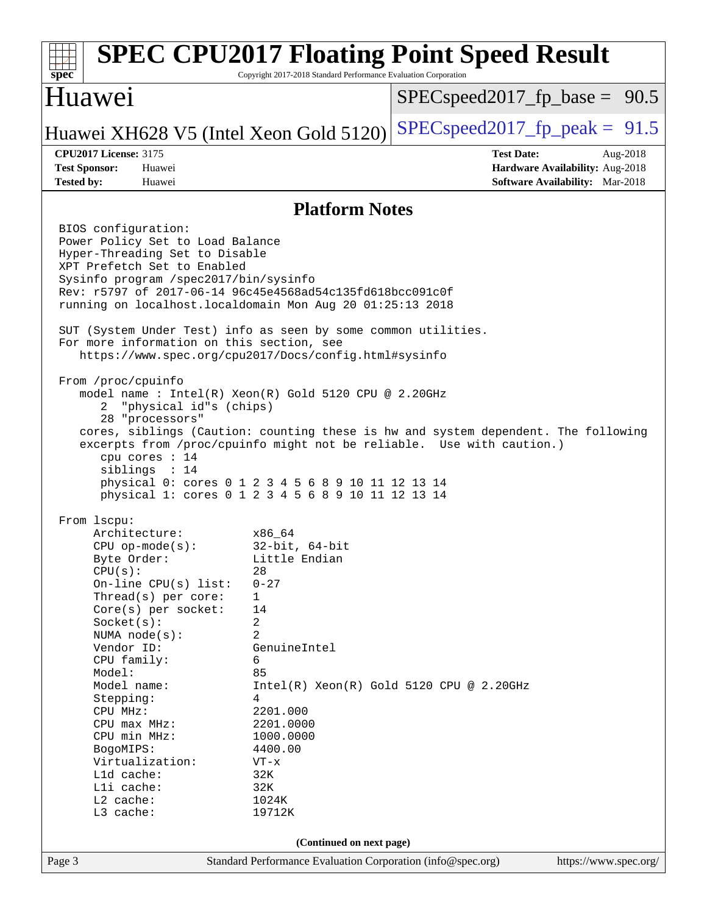# SPEC CPU2017 Floating Point Speed Result

Copyright 2017-2018 Standard Performance Evaluation Corporation

## Huawei

Huawei XH628 V5 (Intel Xeon Gold 5120)

SPECspeed2017_fp_base = 90.5

SPECspeed2017_fp_peak = 91.5

**CPU2017 License:** 3175
**Test Sponsor:** Huawei
**Tested by:** Huawei

**Test Date:** Aug-2018
**Hardware Availability:** Aug-2018
**Software Availability:** Mar-2018

## Platform Notes

```
BIOS configuration:
Power Policy Set to Load Balance
Hyper-Threading Set to Disable
XPT Prefetch Set to Enabled
Sysinfo program /spec2017/bin/sysinfo
Rev: r5797 of 2017-06-14 96c45e4568ad54c135fd618bcc091c0f
running on localhost.localdomain Mon Aug 20 01:25:13 2018

SUT (System Under Test) info as seen by some common utilities.
For more information on this section, see
   https://www.spec.org/cpu2017/Docs/config.html#sysinfo

From /proc/cpuinfo
   model name : Intel(R) Xeon(R) Gold 5120 CPU @ 2.20GHz
      2  "physical id"s (chips)
      28 "processors"
   cores, siblings (Caution: counting these is hw and system dependent. The following
   excerpts from /proc/cpuinfo might not be reliable.  Use with caution.)
      cpu cores : 14
      siblings  : 14
      physical 0: cores 0 1 2 3 4 5 6 8 9 10 11 12 13 14
      physical 1: cores 0 1 2 3 4 5 6 8 9 10 11 12 13 14

From lscpu:
     Architecture:          x86_64
     CPU op-mode(s):        32-bit, 64-bit
     Byte Order:            Little Endian
     CPU(s):                28
     On-line CPU(s) list:   0-27
     Thread(s) per core:    1
     Core(s) per socket:    14
     Socket(s):             2
     NUMA node(s):          2
     Vendor ID:             GenuineIntel
     CPU family:            6
     Model:                 85
     Model name:            Intel(R) Xeon(R) Gold 5120 CPU @ 2.20GHz
     Stepping:              4
     CPU MHz:               2201.000
     CPU max MHz:           2201.0000
     CPU min MHz:           1000.0000
     BogoMIPS:              4400.00
     Virtualization:        VT-x
     L1d cache:             32K
     L1i cache:             32K
     L2 cache:              1024K
     L3 cache:              19712K
```

**(Continued on next page)**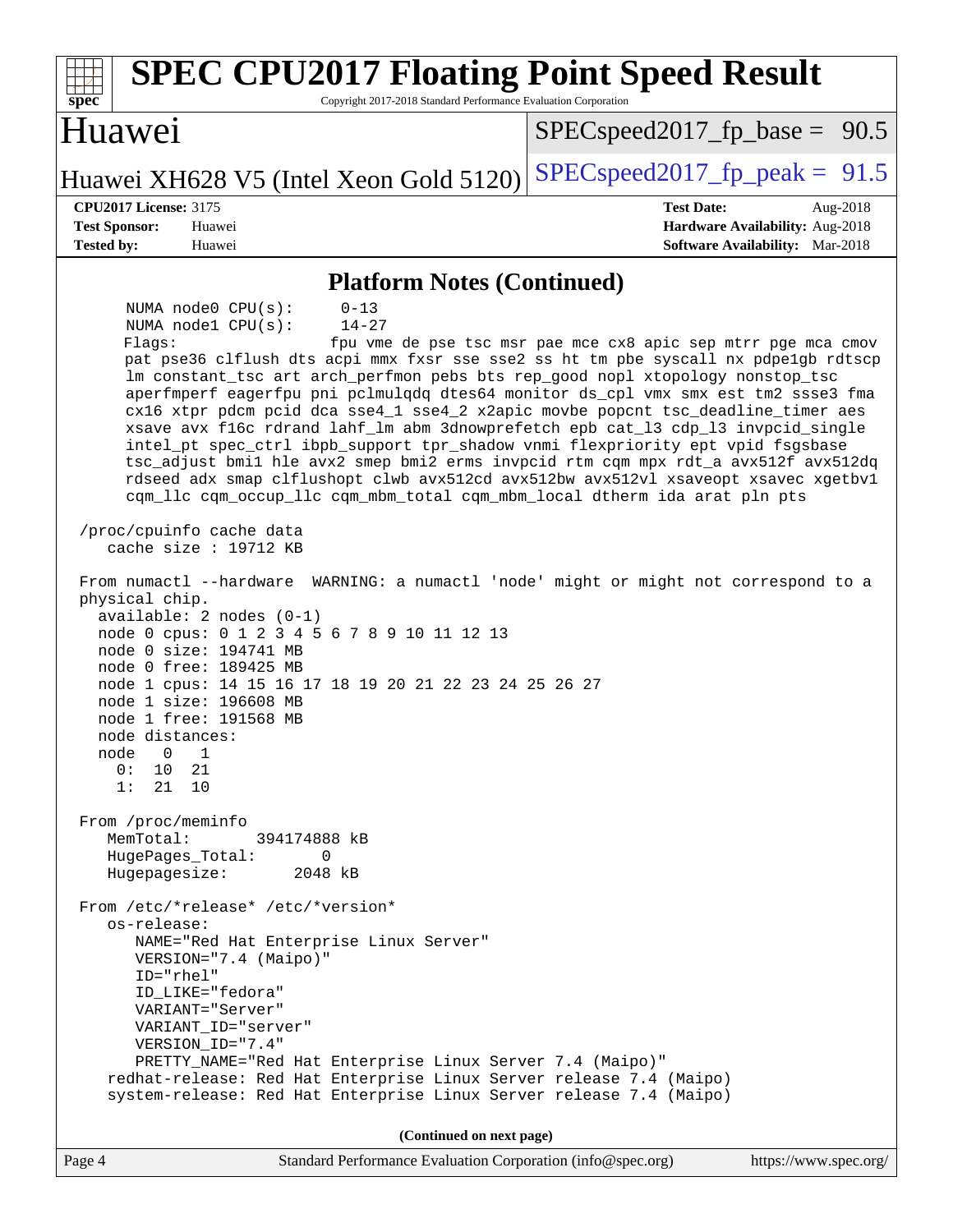## Platform Notes (Continued)

```
      NUMA node0 CPU(s):     0-13
      NUMA node1 CPU(s):     14-27
      Flags:                 fpu vme de pse tsc msr pae mce cx8 apic sep mtrr pge mca cmov
      pat pse36 clflush dts acpi mmx fxsr sse sse2 ss ht tm pbe syscall nx pdpe1gb rdtscp
      lm constant_tsc art arch_perfmon pebs bts rep_good nopl xtopology nonstop_tsc
      aperfmperf eagerfpu pni pclmulqdq dtes64 monitor ds_cpl vmx smx est tm2 ssse3 fma
      cx16 xtpr pdcm pcid dca sse4_1 sse4_2 x2apic movbe popcnt tsc_deadline_timer aes
      xsave avx f16c rdrand lahf_lm abm 3dnowprefetch epb cat_l3 cdp_l3 invpcid_single
      intel_pt spec_ctrl ibpb_support tpr_shadow vnmi flexpriority ept vpid fsgsbase
      tsc_adjust bmi1 hle avx2 smep bmi2 erms invpcid rtm cqm mpx rdt_a avx512f avx512dq
      rdseed adx smap clflushopt clwb avx512cd avx512bw avx512vl xsaveopt xsavec xgetbv1
      cqm_llc cqm_occup_llc cqm_mbm_total cqm_mbm_local dtherm ida arat pln pts

 /proc/cpuinfo cache data
    cache size : 19712 KB

 From numactl --hardware  WARNING: a numactl 'node' might or might not correspond to a
 physical chip.
   available: 2 nodes (0-1)
   node 0 cpus: 0 1 2 3 4 5 6 7 8 9 10 11 12 13
   node 0 size: 194741 MB
   node 0 free: 189425 MB
   node 1 cpus: 14 15 16 17 18 19 20 21 22 23 24 25 26 27
   node 1 size: 196608 MB
   node 1 free: 191568 MB
   node distances:
   node   0   1
     0:  10  21
     1:  21  10

 From /proc/meminfo
    MemTotal:       394174888 kB
    HugePages_Total:       0
    Hugepagesize:       2048 kB

 From /etc/*release* /etc/*version*
    os-release:
       NAME="Red Hat Enterprise Linux Server"
       VERSION="7.4 (Maipo)"
       ID="rhel"
       ID_LIKE="fedora"
       VARIANT="Server"
       VARIANT_ID="server"
       VERSION_ID="7.4"
       PRETTY_NAME="Red Hat Enterprise Linux Server 7.4 (Maipo)"
    redhat-release: Red Hat Enterprise Linux Server release 7.4 (Maipo)
    system-release: Red Hat Enterprise Linux Server release 7.4 (Maipo)
```

**(Continued on next page)**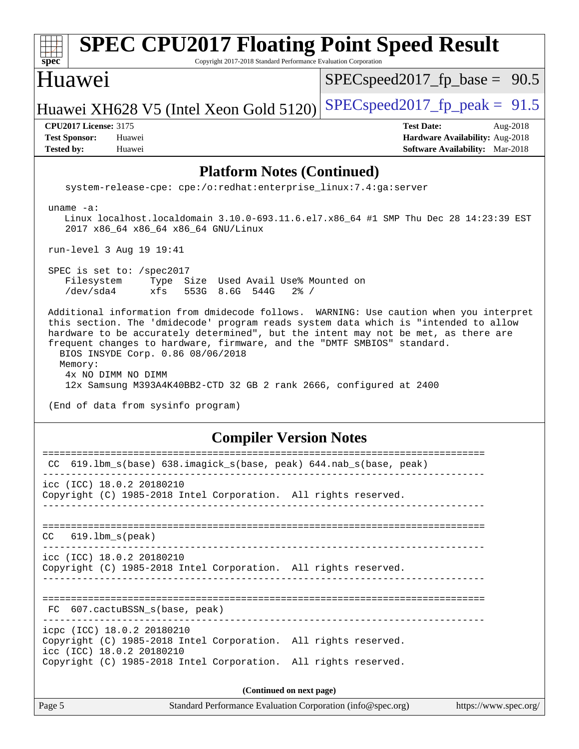## Platform Notes (Continued)

```
   system-release-cpe: cpe:/o:redhat:enterprise_linux:7.4:ga:server

 uname -a:
    Linux localhost.localdomain 3.10.0-693.11.6.el7.x86_64 #1 SMP Thu Dec 28 14:23:39 EST
    2017 x86_64 x86_64 x86_64 GNU/Linux

 run-level 3 Aug 19 19:41

 SPEC is set to: /spec2017
    Filesystem     Type  Size  Used Avail Use% Mounted on
    /dev/sda4      xfs   553G  8.6G  544G   2% /

 Additional information from dmidecode follows.  WARNING: Use caution when you interpret
 this section. The 'dmidecode' program reads system data which is "intended to allow
 hardware to be accurately determined", but the intent may not be met, as there are
 frequent changes to hardware, firmware, and the "DMTF SMBIOS" standard.
   BIOS INSYDE Corp. 0.86 08/06/2018
   Memory:
    4x NO DIMM NO DIMM
    12x Samsung M393A4K40BB2-CTD 32 GB 2 rank 2666, configured at 2400

 (End of data from sysinfo program)
```

## Compiler Version Notes

```
==============================================================================
 CC  619.lbm_s(base) 638.imagick_s(base, peak) 644.nab_s(base, peak)
------------------------------------------------------------------------------
icc (ICC) 18.0.2 20180210
Copyright (C) 1985-2018 Intel Corporation.  All rights reserved.
------------------------------------------------------------------------------

==============================================================================
 CC   619.lbm_s(peak)
------------------------------------------------------------------------------
icc (ICC) 18.0.2 20180210
Copyright (C) 1985-2018 Intel Corporation.  All rights reserved.
------------------------------------------------------------------------------

==============================================================================
 FC  607.cactuBSSN_s(base, peak)
------------------------------------------------------------------------------
icpc (ICC) 18.0.2 20180210
Copyright (C) 1985-2018 Intel Corporation.  All rights reserved.
icc (ICC) 18.0.2 20180210
Copyright (C) 1985-2018 Intel Corporation.  All rights reserved.
```

(Continued on next page)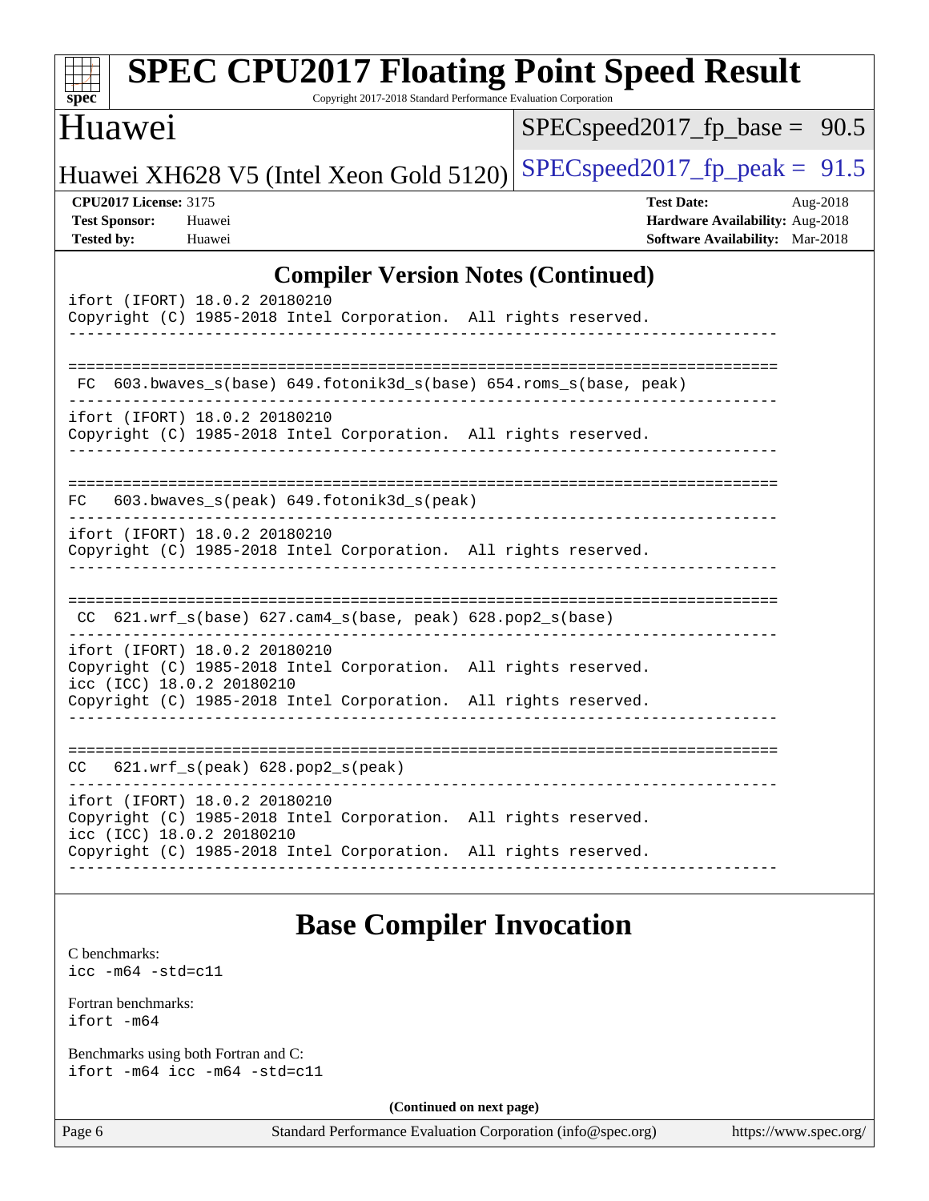## Compiler Version Notes (Continued)

```
ifort (IFORT) 18.0.2 20180210
Copyright (C) 1985-2018 Intel Corporation.  All rights reserved.
------------------------------------------------------------------------------

==============================================================================
 FC  603.bwaves_s(base) 649.fotonik3d_s(base) 654.roms_s(base, peak)
------------------------------------------------------------------------------
ifort (IFORT) 18.0.2 20180210
Copyright (C) 1985-2018 Intel Corporation.  All rights reserved.
------------------------------------------------------------------------------

==============================================================================
FC   603.bwaves_s(peak) 649.fotonik3d_s(peak)
------------------------------------------------------------------------------
ifort (IFORT) 18.0.2 20180210
Copyright (C) 1985-2018 Intel Corporation.  All rights reserved.
------------------------------------------------------------------------------

==============================================================================
 CC  621.wrf_s(base) 627.cam4_s(base, peak) 628.pop2_s(base)
------------------------------------------------------------------------------
ifort (IFORT) 18.0.2 20180210
Copyright (C) 1985-2018 Intel Corporation.  All rights reserved.
icc (ICC) 18.0.2 20180210
Copyright (C) 1985-2018 Intel Corporation.  All rights reserved.
------------------------------------------------------------------------------

==============================================================================
CC   621.wrf_s(peak) 628.pop2_s(peak)
------------------------------------------------------------------------------
ifort (IFORT) 18.0.2 20180210
Copyright (C) 1985-2018 Intel Corporation.  All rights reserved.
icc (ICC) 18.0.2 20180210
Copyright (C) 1985-2018 Intel Corporation.  All rights reserved.
------------------------------------------------------------------------------
```

## Base Compiler Invocation

C benchmarks:
```
icc -m64 -std=c11
```

Fortran benchmarks:
```
ifort -m64
```

Benchmarks using both Fortran and C:
```
ifort -m64 icc -m64 -std=c11
```

**(Continued on next page)**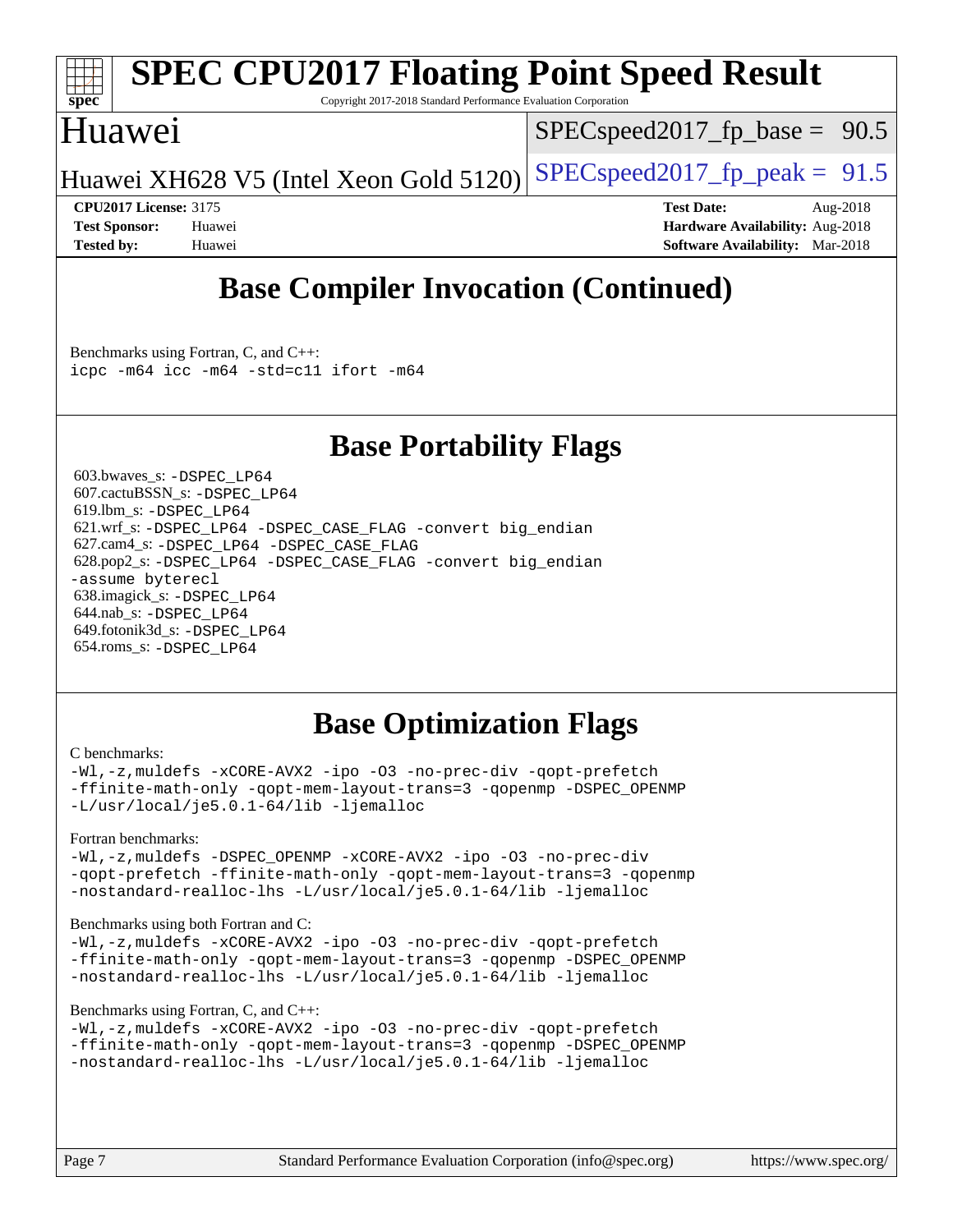## Base Compiler Invocation (Continued)

Benchmarks using Fortran, C, and C++:
```
icpc -m64 icc -m64 -std=c11 ifort -m64
```

## Base Portability Flags

603.bwaves_s: `-DSPEC_LP64`
607.cactuBSSN_s: `-DSPEC_LP64`
619.lbm_s: `-DSPEC_LP64`
621.wrf_s: `-DSPEC_LP64 -DSPEC_CASE_FLAG -convert big_endian`
627.cam4_s: `-DSPEC_LP64 -DSPEC_CASE_FLAG`
628.pop2_s: `-DSPEC_LP64 -DSPEC_CASE_FLAG -convert big_endian -assume byterecl`
638.imagick_s: `-DSPEC_LP64`
644.nab_s: `-DSPEC_LP64`
649.fotonik3d_s: `-DSPEC_LP64`
654.roms_s: `-DSPEC_LP64`

## Base Optimization Flags

C benchmarks:
```
-Wl,-z,muldefs -xCORE-AVX2 -ipo -O3 -no-prec-div -qopt-prefetch
-ffinite-math-only -qopt-mem-layout-trans=3 -qopenmp -DSPEC_OPENMP
-L/usr/local/je5.0.1-64/lib -ljemalloc
```

Fortran benchmarks:
```
-Wl,-z,muldefs -DSPEC_OPENMP -xCORE-AVX2 -ipo -O3 -no-prec-div
-qopt-prefetch -ffinite-math-only -qopt-mem-layout-trans=3 -qopenmp
-nostandard-realloc-lhs -L/usr/local/je5.0.1-64/lib -ljemalloc
```

Benchmarks using both Fortran and C:
```
-Wl,-z,muldefs -xCORE-AVX2 -ipo -O3 -no-prec-div -qopt-prefetch
-ffinite-math-only -qopt-mem-layout-trans=3 -qopenmp -DSPEC_OPENMP
-nostandard-realloc-lhs -L/usr/local/je5.0.1-64/lib -ljemalloc
```

Benchmarks using Fortran, C, and C++:
```
-Wl,-z,muldefs -xCORE-AVX2 -ipo -O3 -no-prec-div -qopt-prefetch
-ffinite-math-only -qopt-mem-layout-trans=3 -qopenmp -DSPEC_OPENMP
-nostandard-realloc-lhs -L/usr/local/je5.0.1-64/lib -ljemalloc
```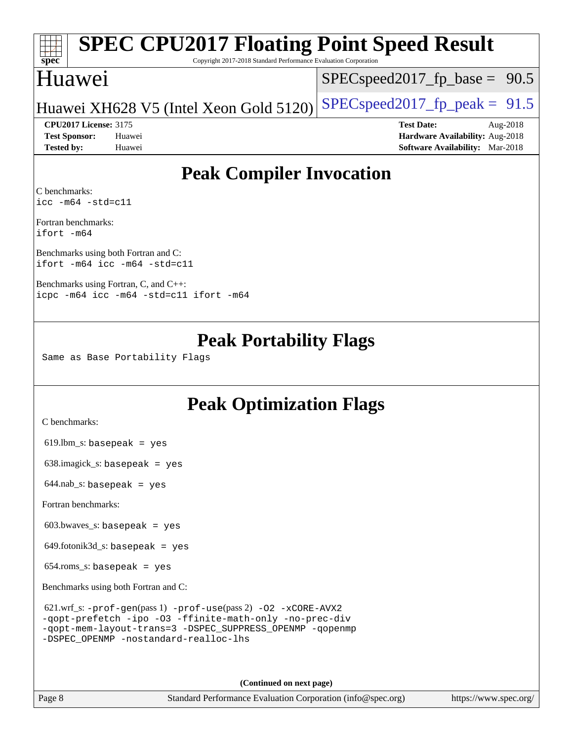# SPEC CPU2017 Floating Point Speed Result

Copyright 2017-2018 Standard Performance Evaluation Corporation

## Huawei

Huawei XH628 V5 (Intel Xeon Gold 5120)

SPECspeed2017_fp_base = 90.5

SPECspeed2017_fp_peak = 91.5

**CPU2017 License:** 3175
**Test Sponsor:** Huawei
**Tested by:** Huawei

**Test Date:** Aug-2018
**Hardware Availability:** Aug-2018
**Software Availability:** Mar-2018

## Peak Compiler Invocation

C benchmarks:
```
icc -m64 -std=c11
```

Fortran benchmarks:
```
ifort -m64
```

Benchmarks using both Fortran and C:
```
ifort -m64 icc -m64 -std=c11
```

Benchmarks using Fortran, C, and C++:
```
icpc -m64 icc -m64 -std=c11 ifort -m64
```

## Peak Portability Flags

Same as Base Portability Flags

## Peak Optimization Flags

C benchmarks:

619.lbm_s: basepeak = yes

638.imagick_s: basepeak = yes

644.nab_s: basepeak = yes

Fortran benchmarks:

603.bwaves_s: basepeak = yes

649.fotonik3d_s: basepeak = yes

654.roms_s: basepeak = yes

Benchmarks using both Fortran and C:

621.wrf_s: -prof-gen(pass 1) -prof-use(pass 2) -O2 -xCORE-AVX2 -qopt-prefetch -ipo -O3 -ffinite-math-only -no-prec-div -qopt-mem-layout-trans=3 -DSPEC_SUPPRESS_OPENMP -qopenmp -DSPEC_OPENMP -nostandard-realloc-lhs

**(Continued on next page)**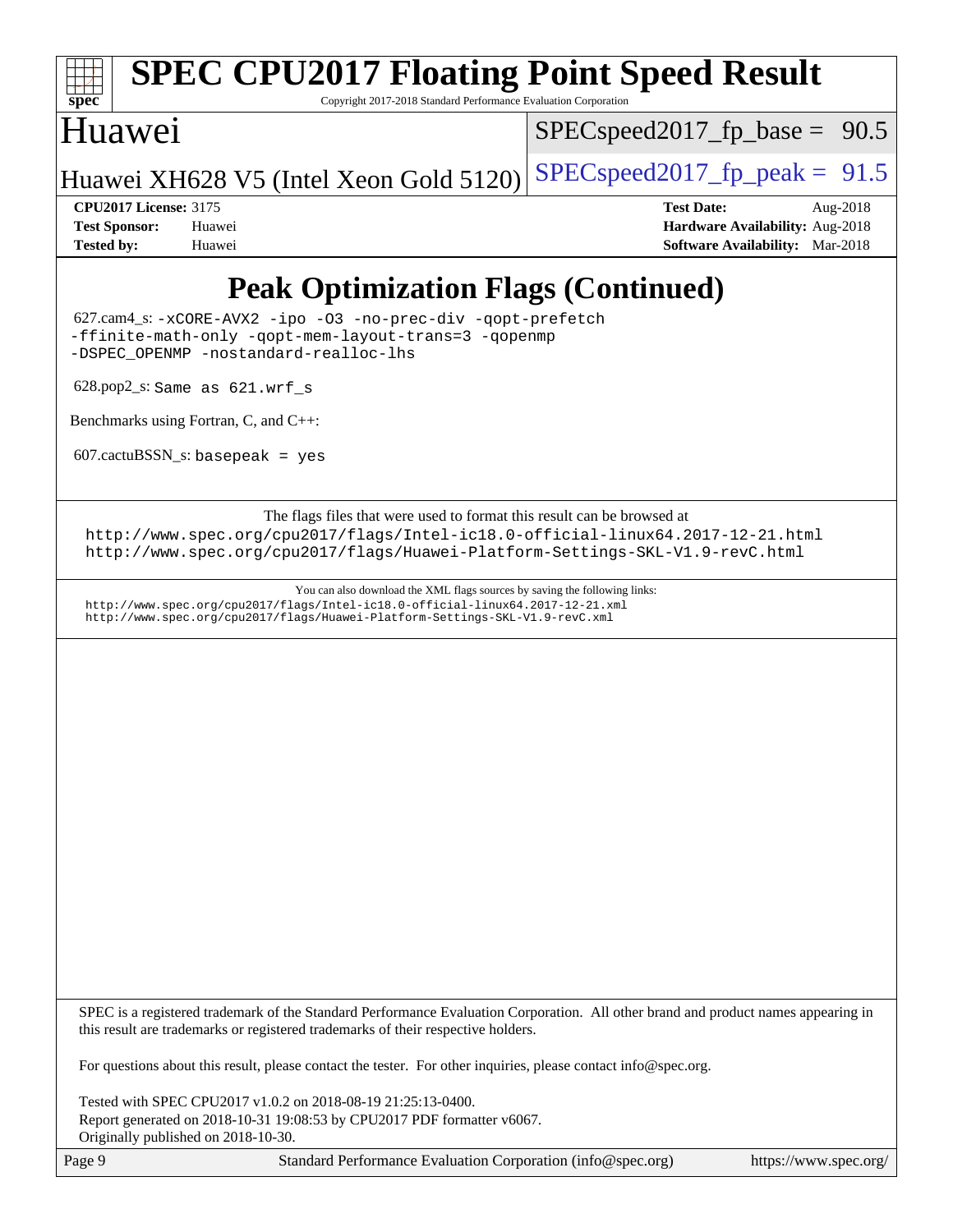# Peak Optimization Flags (Continued)

627.cam4_s: -xCORE-AVX2 -ipo -O3 -no-prec-div -qopt-prefetch -ffinite-math-only -qopt-mem-layout-trans=3 -qopenmp -DSPEC_OPENMP -nostandard-realloc-lhs

628.pop2_s: Same as 621.wrf_s

Benchmarks using Fortran, C, and C++:

607.cactuBSSN_s: basepeak = yes

The flags files that were used to format this result can be browsed at
http://www.spec.org/cpu2017/flags/Intel-ic18.0-official-linux64.2017-12-21.html
http://www.spec.org/cpu2017/flags/Huawei-Platform-Settings-SKL-V1.9-revC.html

You can also download the XML flags sources by saving the following links:
http://www.spec.org/cpu2017/flags/Intel-ic18.0-official-linux64.2017-12-21.xml
http://www.spec.org/cpu2017/flags/Huawei-Platform-Settings-SKL-V1.9-revC.xml

SPEC is a registered trademark of the Standard Performance Evaluation Corporation. All other brand and product names appearing in this result are trademarks or registered trademarks of their respective holders.

For questions about this result, please contact the tester. For other inquiries, please contact info@spec.org.

Tested with SPEC CPU2017 v1.0.2 on 2018-08-19 21:25:13-0400.
Report generated on 2018-10-31 19:08:53 by CPU2017 PDF formatter v6067.
Originally published on 2018-10-30.